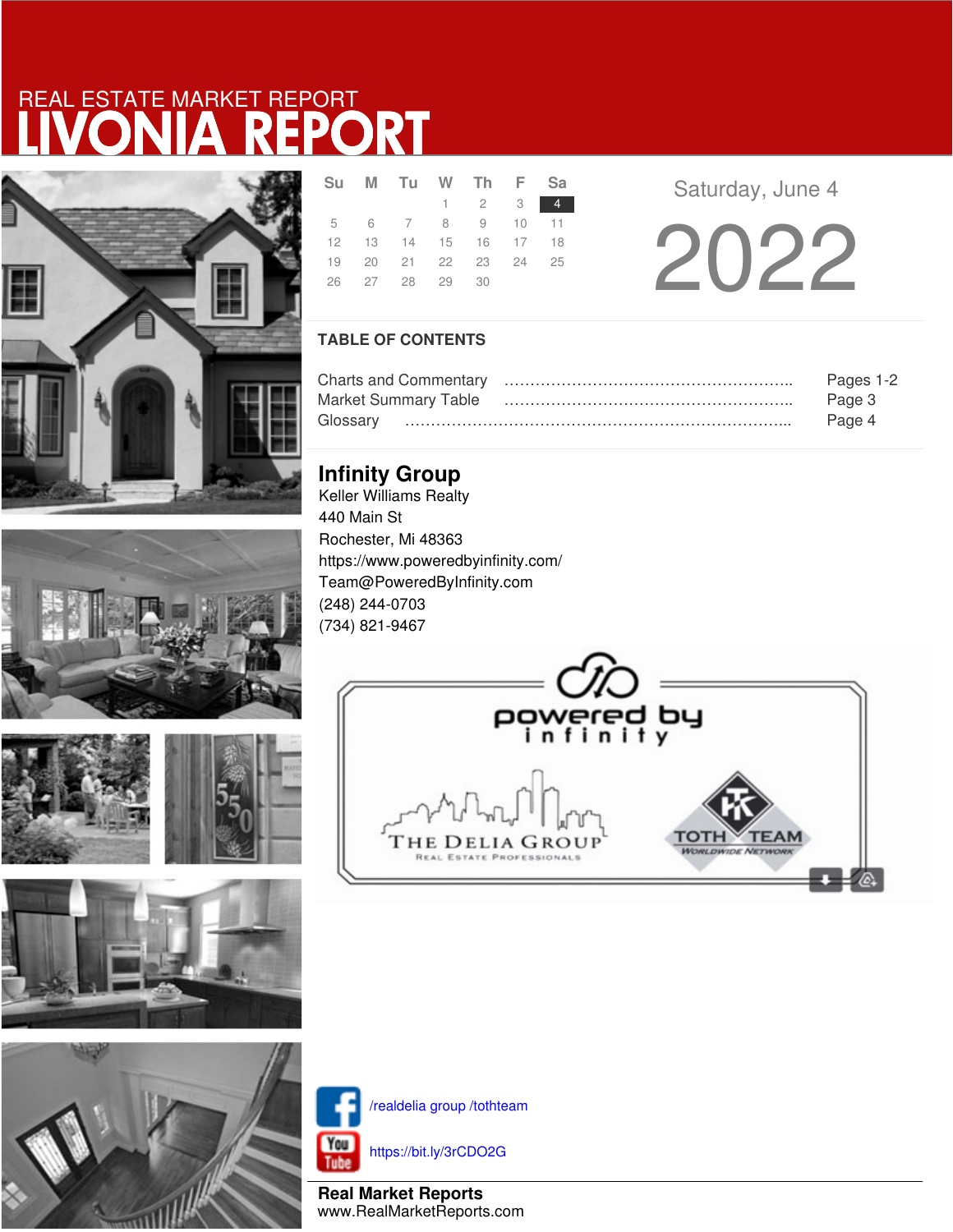REAL ESTATE MARKET REPORT

# LIVONIA REPORT

| Su | M | Tu | W | Th | F | Sa |
|---|---|---|---|---|---|---|
| | | | 1 | 2 | 3 | 4 |
| 5 | 6 | 7 | 8 | 9 | 10 | 11 |
| 12 | 13 | 14 | 15 | 16 | 17 | 18 |
| 19 | 20 | 21 | 22 | 23 | 24 | 25 |
| 26 | 27 | 28 | 29 | 30 | | |

Saturday, June 4

2022

## TABLE OF CONTENTS

Charts and Commentary ………………………………………………….. Pages 1-2
Market Summary Table ………………………………………………….. Page 3
Glossary ………………………………………………………………….. Page 4

## Infinity Group

Keller Williams Realty
440 Main St
Rochester, Mi 48363
https://www.poweredbyinfinity.com/
Team@PoweredByInfinity.com
(248) 244-0703
(734) 821-9467

powered by infinity

THE DELIA GROUP
REAL ESTATE PROFESSIONALS

TOTH TEAM
WORLDWIDE NETWORK

/realdelia group /tothteam

https://bit.ly/3rCDO2G

**Real Market Reports**
www.RealMarketReports.com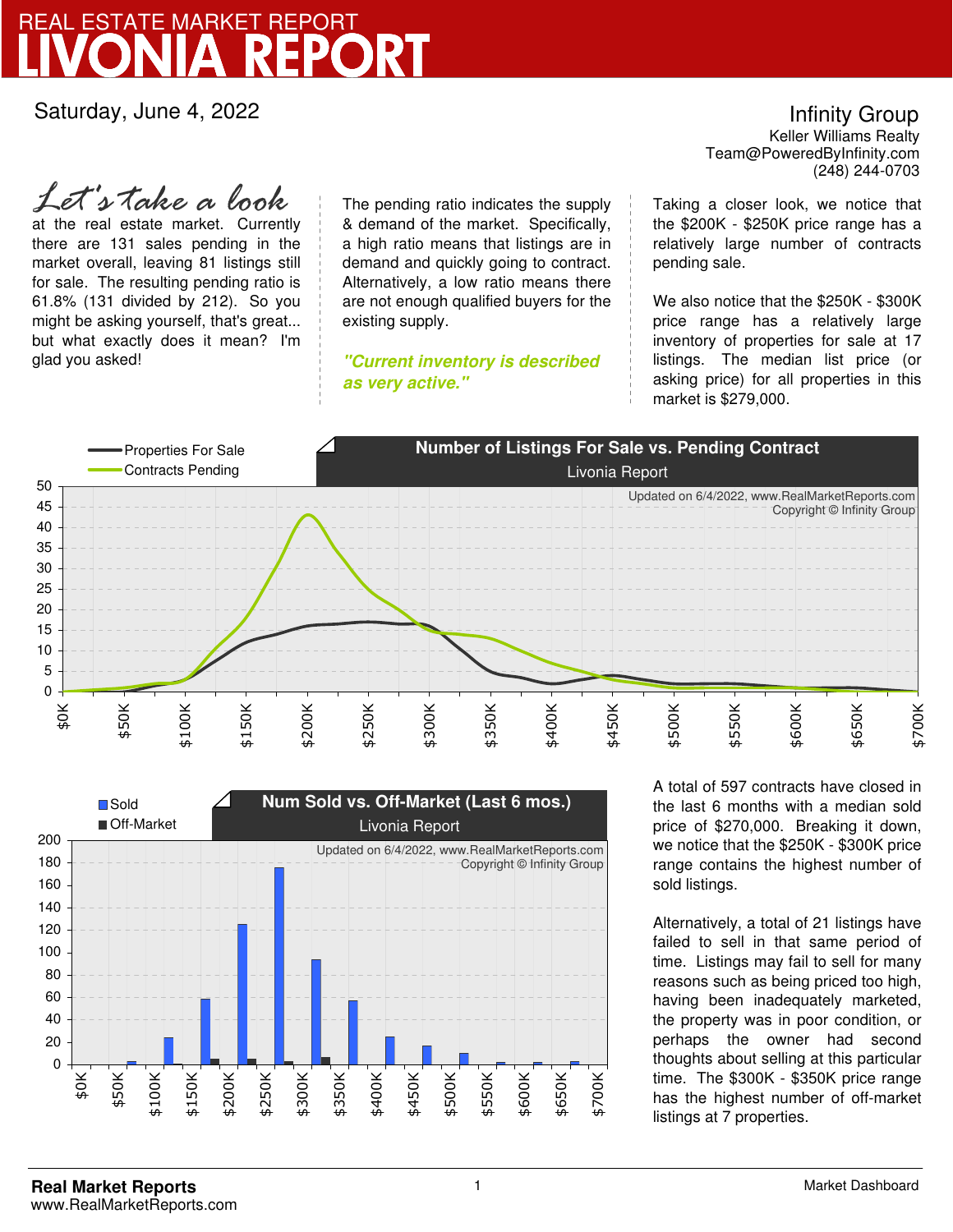# REAL ESTATE MARKET REPORT
# LIVONIA REPORT

Saturday, June 4, 2022

**Infinity Group**
Keller Williams Realty
Team@PoweredByInfinity.com
(248) 244-0703

*Let's take a look* at the real estate market. Currently there are 131 sales pending in the market overall, leaving 81 listings still for sale. The resulting pending ratio is 61.8% (131 divided by 212). So you might be asking yourself, that's great... but what exactly does it mean? I'm glad you asked!

The pending ratio indicates the supply & demand of the market. Specifically, a high ratio means that listings are in demand and quickly going to contract. Alternatively, a low ratio means there are not enough qualified buyers for the existing supply.

***"Current inventory is described as very active."***

Taking a closer look, we notice that the \$200K - \$250K price range has a relatively large number of contracts pending sale.

We also notice that the \$250K - \$300K price range has a relatively large inventory of properties for sale at 17 listings. The median list price (or asking price) for all properties in this market is \$279,000.

**Number of Listings For Sale vs. Pending Contract**
Livonia Report
Properties For Sale
Contracts Pending
Updated on 6/4/2022, www.RealMarketReports.com
Copyright © Infinity Group
0 5 10 15 20 25 30 35 40 45 50
\$0K \$50K \$100K \$150K \$200K \$250K \$300K \$350K \$400K \$450K \$500K \$550K \$600K \$650K \$700K

**Num Sold vs. Off-Market (Last 6 mos.)**
Livonia Report
Sold
Off-Market
Updated on 6/4/2022, www.RealMarketReports.com
Copyright © Infinity Group
0 20 40 60 80 100 120 140 160 180 200
\$0K \$50K \$100K \$150K \$200K \$250K \$300K \$350K \$400K \$450K \$500K \$550K \$600K \$650K \$700K

A total of 597 contracts have closed in the last 6 months with a median sold price of \$270,000. Breaking it down, we notice that the \$250K - \$300K price range contains the highest number of sold listings.

Alternatively, a total of 21 listings have failed to sell in that same period of time. Listings may fail to sell for many reasons such as being priced too high, having been inadequately marketed, the property was in poor condition, or perhaps the owner had second thoughts about selling at this particular time. The \$300K - \$350K price range has the highest number of off-market listings at 7 properties.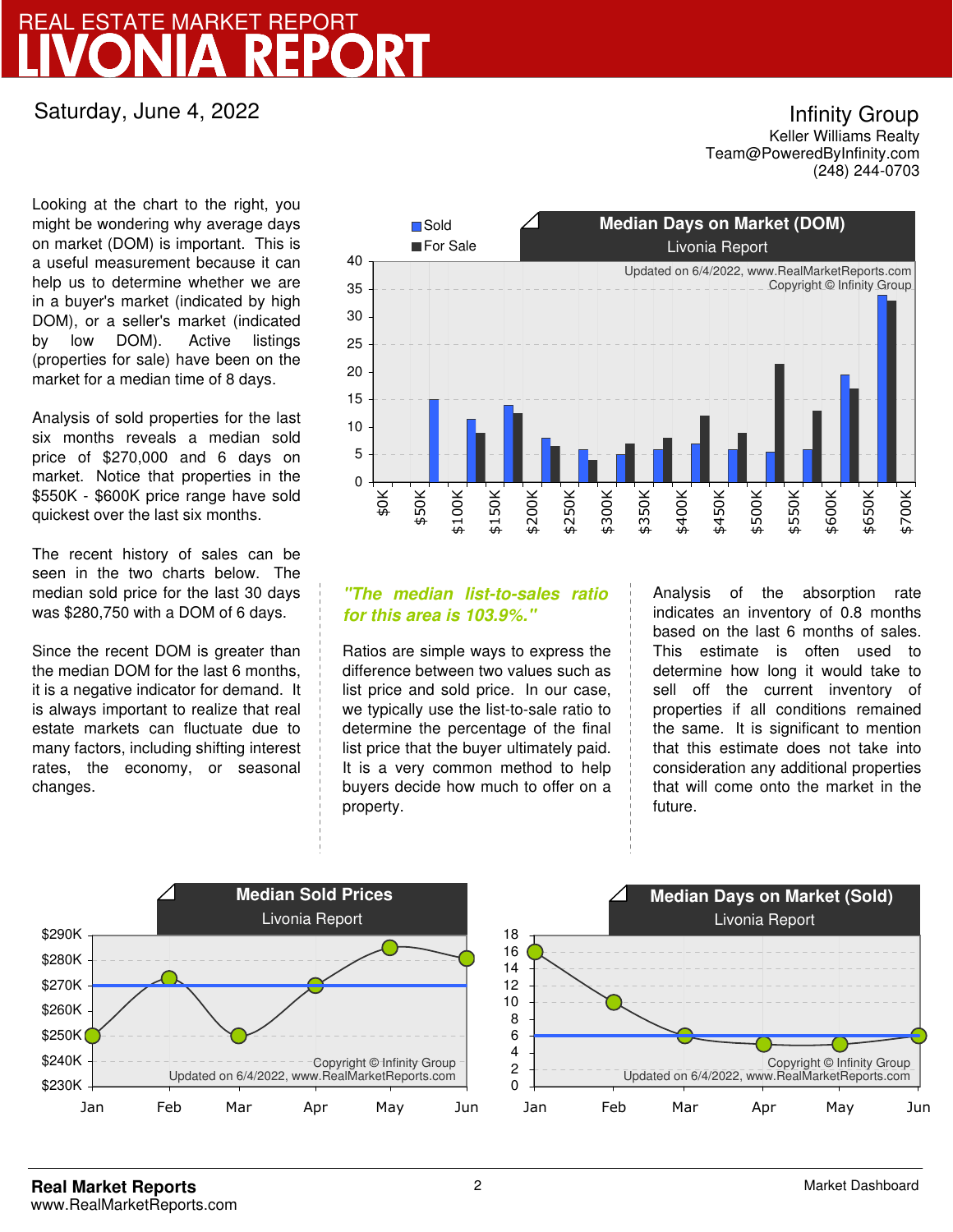# REAL ESTATE MARKET REPORT
# LIVONIA REPORT

Saturday, June 4, 2022

**Infinity Group**
Keller Williams Realty
Team@PoweredByInfinity.com
(248) 244-0703

Looking at the chart to the right, you might be wondering why average days on market (DOM) is important. This is a useful measurement because it can help us to determine whether we are in a buyer's market (indicated by high DOM), or a seller's market (indicated by low DOM). Active listings (properties for sale) have been on the market for a median time of 8 days.

Analysis of sold properties for the last six months reveals a median sold price of $270,000 and 6 days on market. Notice that properties in the $550K - $600K price range have sold quickest over the last six months.

The recent history of sales can be seen in the two charts below. The median sold price for the last 30 days was $280,750 with a DOM of 6 days.

Since the recent DOM is greater than the median DOM for the last 6 months, it is a negative indicator for demand. It is always important to realize that real estate markets can fluctuate due to many factors, including shifting interest rates, the economy, or seasonal changes.

Median Days on Market (DOM)
Livonia Report
Sold
For Sale
Updated on 6/4/2022, www.RealMarketReports.com
Copyright © Infinity Group
0 5 10 15 20 25 30 35 40
$0K $50K $100K $150K $200K $250K $300K $350K $400K $450K $500K $550K $600K $650K $700K

*"The median list-to-sales ratio for this area is 103.9%."*

Ratios are simple ways to express the difference between two values such as list price and sold price. In our case, we typically use the list-to-sale ratio to determine the percentage of the final list price that the buyer ultimately paid. It is a very common method to help buyers decide how much to offer on a property.

Analysis of the absorption rate indicates an inventory of 0.8 months based on the last 6 months of sales. This estimate is often used to determine how long it would take to sell off the current inventory of properties if all conditions remained the same. It is significant to mention that this estimate does not take into consideration any additional properties that will come onto the market in the future.

Median Sold Prices
Livonia Report
$230K $240K $250K $260K $270K $280K $290K
Jan Feb Mar Apr May Jun
Copyright © Infinity Group
Updated on 6/4/2022, www.RealMarketReports.com

Median Days on Market (Sold)
Livonia Report
0 2 4 6 8 10 12 14 16 18
Jan Feb Mar Apr May Jun
Copyright © Infinity Group
Updated on 6/4/2022, www.RealMarketReports.com

**Real Market Reports**
www.RealMarketReports.com

Market Dashboard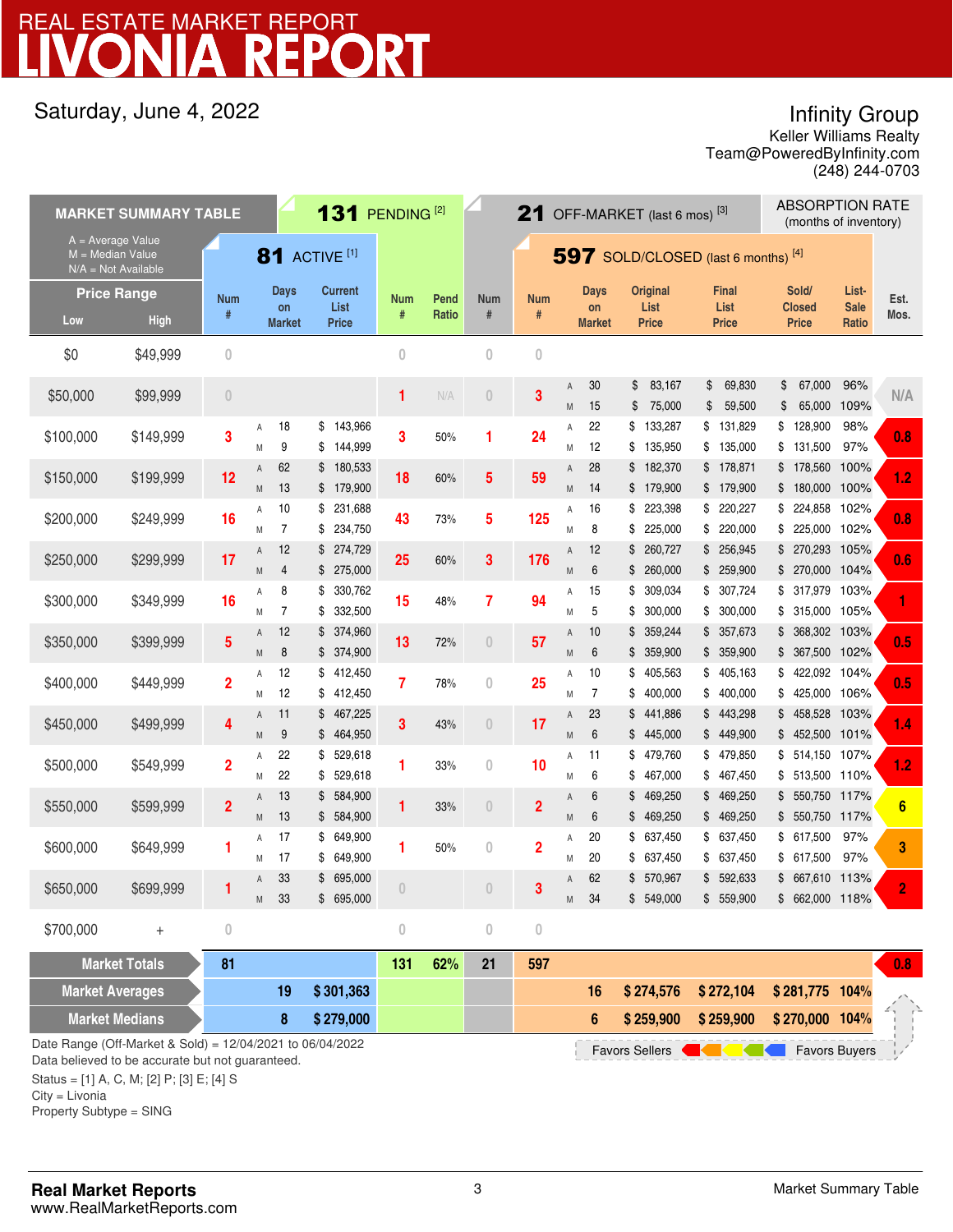# REAL ESTATE MARKET REPORT
# LIVONIA REPORT

Saturday, June 4, 2022

Infinity Group
Keller Williams Realty
Team@PoweredByInfinity.com
(248) 244-0703

## MARKET SUMMARY TABLE

A = Average Value
M = Median Value
N/A = Not Available

| Price Range | | 81 ACTIVE [1] | | | | 131 PENDING [2] | | 21 OFF-MARKET (last 6 mos) [3] | 597 SOLD/CLOSED (last 6 months) [4] | | | | | | | ABSORPTION RATE (months of inventory) |
|---|---|---|---|---|---|---|---|---|---|---|---|---|---|---|---|---|
| Low | High | Num # | | Days on Market | Current List Price | Num # | Pend Ratio | Num # | Num # | | Days on Market | Original List Price | Final List Price | Sold/ Closed Price | List-Sale Ratio | Est. Mos. |
| $0 | $49,999 | 0 | | | | 0 | | 0 | 0 | | | | | | | |
| $50,000 | $99,999 | 0 | | | | 1 | N/A | 0 | 3 | A | 30 | $ 83,167 | $ 69,830 | $ 67,000 | 96% | N/A |
| | | | | | | | | | | M | 15 | $ 75,000 | $ 59,500 | $ 65,000 | 109% | |
| $100,000 | $149,999 | 3 | A | 18 | $ 143,966 | 3 | 50% | 1 | 24 | A | 22 | $ 133,287 | $ 131,829 | $ 128,900 | 98% | 0.8 |
| | | | M | 9 | $ 144,999 | | | | | M | 12 | $ 135,950 | $ 135,000 | $ 131,500 | 97% | |
| $150,000 | $199,999 | 12 | A | 62 | $ 180,533 | 18 | 60% | 5 | 59 | A | 28 | $ 182,370 | $ 178,871 | $ 178,560 | 100% | 1.2 |
| | | | M | 13 | $ 179,900 | | | | | M | 14 | $ 179,900 | $ 179,900 | $ 180,000 | 100% | |
| $200,000 | $249,999 | 16 | A | 10 | $ 231,688 | 43 | 73% | 5 | 125 | A | 16 | $ 223,398 | $ 220,227 | $ 224,858 | 102% | 0.8 |
| | | | M | 7 | $ 234,750 | | | | | M | 8 | $ 225,000 | $ 220,000 | $ 225,000 | 102% | |
| $250,000 | $299,999 | 17 | A | 12 | $ 274,729 | 25 | 60% | 3 | 176 | A | 12 | $ 260,727 | $ 256,945 | $ 270,293 | 105% | 0.6 |
| | | | M | 4 | $ 275,000 | | | | | M | 6 | $ 260,000 | $ 259,900 | $ 270,000 | 104% | |
| $300,000 | $349,999 | 16 | A | 8 | $ 330,762 | 15 | 48% | 7 | 94 | A | 15 | $ 309,034 | $ 307,724 | $ 317,979 | 103% | 1 |
| | | | M | 7 | $ 332,500 | | | | | M | 5 | $ 300,000 | $ 300,000 | $ 315,000 | 105% | |
| $350,000 | $399,999 | 5 | A | 12 | $ 374,960 | 13 | 72% | 0 | 57 | A | 10 | $ 359,244 | $ 357,673 | $ 368,302 | 103% | 0.5 |
| | | | M | 8 | $ 374,900 | | | | | M | 6 | $ 359,900 | $ 359,900 | $ 367,500 | 102% | |
| $400,000 | $449,999 | 2 | A | 12 | $ 412,450 | 7 | 78% | 0 | 25 | A | 10 | $ 405,563 | $ 405,163 | $ 422,092 | 104% | 0.5 |
| | | | M | 12 | $ 412,450 | | | | | M | 7 | $ 400,000 | $ 400,000 | $ 425,000 | 106% | |
| $450,000 | $499,999 | 4 | A | 11 | $ 467,225 | 3 | 43% | 0 | 17 | A | 23 | $ 441,886 | $ 443,298 | $ 458,528 | 103% | 1.4 |
| | | | M | 9 | $ 464,950 | | | | | M | 6 | $ 445,000 | $ 449,900 | $ 452,500 | 101% | |
| $500,000 | $549,999 | 2 | A | 22 | $ 529,618 | 1 | 33% | 0 | 10 | A | 11 | $ 479,760 | $ 479,850 | $ 514,150 | 107% | 1.2 |
| | | | M | 22 | $ 529,618 | | | | | M | 6 | $ 467,000 | $ 467,450 | $ 513,500 | 110% | |
| $550,000 | $599,999 | 2 | A | 13 | $ 584,900 | 1 | 33% | 0 | 2 | A | 6 | $ 469,250 | $ 469,250 | $ 550,750 | 117% | 6 |
| | | | M | 13 | $ 584,900 | | | | | M | 6 | $ 469,250 | $ 469,250 | $ 550,750 | 117% | |
| $600,000 | $649,999 | 1 | A | 17 | $ 649,900 | 1 | 50% | 0 | 2 | A | 20 | $ 637,450 | $ 637,450 | $ 617,500 | 97% | 3 |
| | | | M | 17 | $ 649,900 | | | | | M | 20 | $ 637,450 | $ 637,450 | $ 617,500 | 97% | |
| $650,000 | $699,999 | 1 | A | 33 | $ 695,000 | 0 | | 0 | 3 | A | 62 | $ 570,967 | $ 592,633 | $ 667,610 | 113% | 2 |
| | | | M | 33 | $ 695,000 | | | | | M | 34 | $ 549,000 | $ 559,900 | $ 662,000 | 118% | |
| $700,000 | + | 0 | | | | 0 | | 0 | 0 | | | | | | | |
| **Market Totals** | | **81** | | | | **131** | **62%** | **21** | **597** | | | | | | | **0.8** |
| **Market Averages** | | | | **19** | **$ 301,363** | | | | | | **16** | **$ 274,576** | **$ 272,104** | **$ 281,775** | **104%** | |
| **Market Medians** | | | | **8** | **$ 279,000** | | | | | | **6** | **$ 259,900** | **$ 259,900** | **$ 270,000** | **104%** | |

Favors Sellers ← → Favors Buyers

Date Range (Off-Market & Sold) = 12/04/2021 to 06/04/2022
Data believed to be accurate but not guaranteed.
Status = [1] A, C, M; [2] P; [3] E; [4] S
City = Livonia
Property Subtype = SING

**Real Market Reports**
www.RealMarketReports.com

Market Summary Table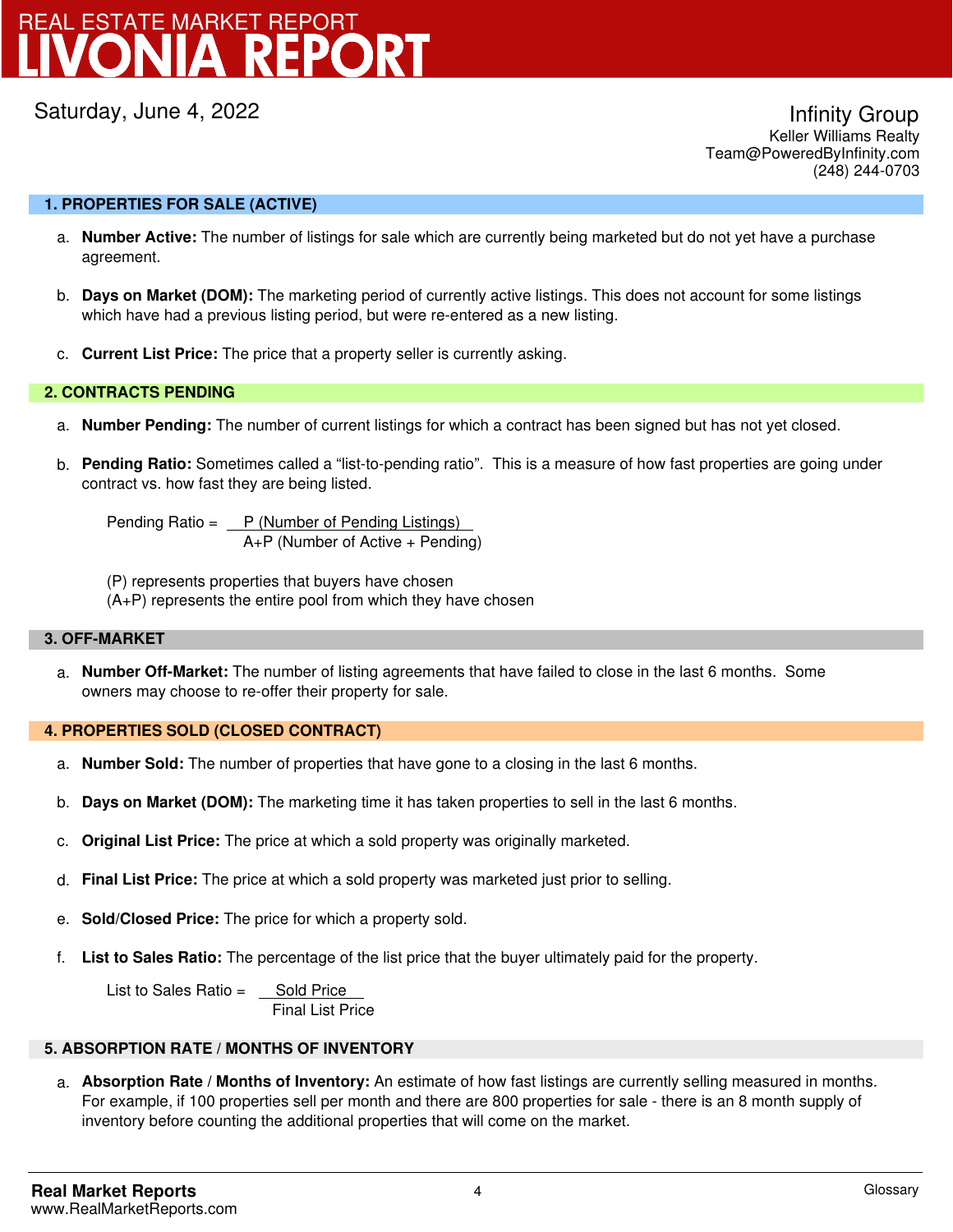# REAL ESTATE MARKET REPORT
# LIVONIA REPORT

Saturday, June 4, 2022

Infinity Group
Keller Williams Realty
Team@PoweredByInfinity.com
(248) 244-0703

## 1. PROPERTIES FOR SALE (ACTIVE)

a. **Number Active:** The number of listings for sale which are currently being marketed but do not yet have a purchase agreement.

b. **Days on Market (DOM):** The marketing period of currently active listings. This does not account for some listings which have had a previous listing period, but were re-entered as a new listing.

c. **Current List Price:** The price that a property seller is currently asking.

## 2. CONTRACTS PENDING

a. **Number Pending:** The number of current listings for which a contract has been signed but has not yet closed.

b. **Pending Ratio:** Sometimes called a “list-to-pending ratio”. This is a measure of how fast properties are going under contract vs. how fast they are being listed.

$$\text{Pending Ratio} = \frac{\text{P (Number of Pending Listings)}}{\text{A+P (Number of Active + Pending)}}$$

(P) represents properties that buyers have chosen
(A+P) represents the entire pool from which they have chosen

## 3. OFF-MARKET

a. **Number Off-Market:** The number of listing agreements that have failed to close in the last 6 months. Some owners may choose to re-offer their property for sale.

## 4. PROPERTIES SOLD (CLOSED CONTRACT)

a. **Number Sold:** The number of properties that have gone to a closing in the last 6 months.

b. **Days on Market (DOM):** The marketing time it has taken properties to sell in the last 6 months.

c. **Original List Price:** The price at which a sold property was originally marketed.

d. **Final List Price:** The price at which a sold property was marketed just prior to selling.

e. **Sold/Closed Price:** The price for which a property sold.

f. **List to Sales Ratio:** The percentage of the list price that the buyer ultimately paid for the property.

$$\text{List to Sales Ratio} = \frac{\text{Sold Price}}{\text{Final List Price}}$$

## 5. ABSORPTION RATE / MONTHS OF INVENTORY

a. **Absorption Rate / Months of Inventory:** An estimate of how fast listings are currently selling measured in months. For example, if 100 properties sell per month and there are 800 properties for sale - there is an 8 month supply of inventory before counting the additional properties that will come on the market.